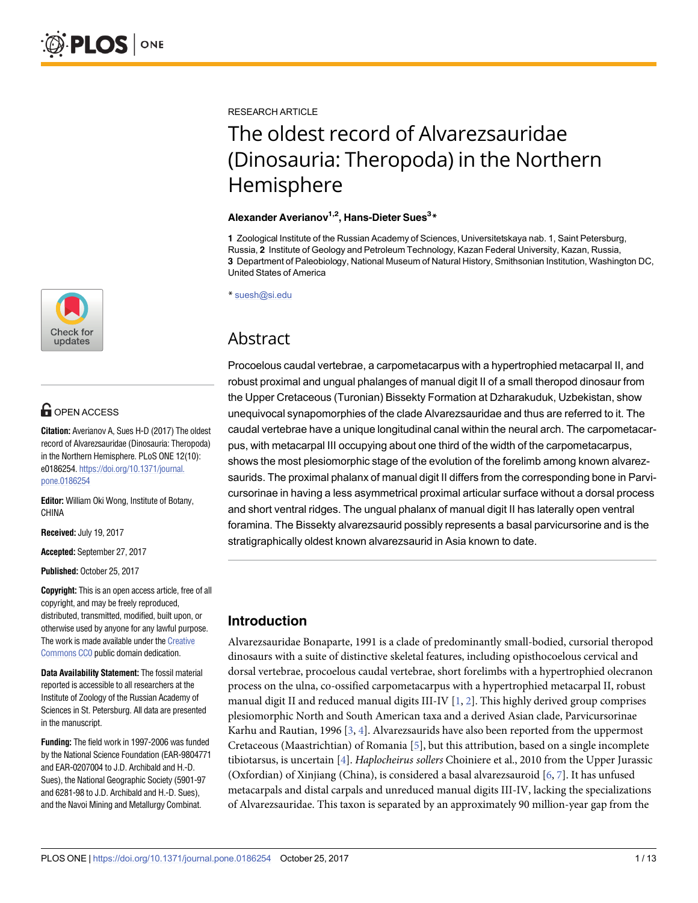RESEARCH ARTICLE

# The oldest record of Alvarezsauridae (Dinosauria: Theropoda) in the Northern Hemisphere

**Alexander Averianov[1,2], Hans-Dieter Sues[3]***

**1** Zoological Institute of the Russian Academy of Sciences, Universitetskaya nab. 1, Saint Petersburg, Russia, **2** Institute of Geology and Petroleum Technology, Kazan Federal University, Kazan, Russia, **3** Department of Paleobiology, National Museum of Natural History, Smithsonian Institution, Washington DC, United States of America

* suesh@si.edu

OPEN ACCESS

**Citation:** Averianov A, Sues H-D (2017) The oldest record of Alvarezsauridae (Dinosauria: Theropoda) in the Northern Hemisphere. PLoS ONE 12(10): e0186254. https://doi.org/10.1371/journal.pone.0186254

**Editor:** William Oki Wong, Institute of Botany, CHINA

**Received:** July 19, 2017

**Accepted:** September 27, 2017

**Published:** October 25, 2017

**Copyright:** This is an open access article, free of all copyright, and may be freely reproduced, distributed, transmitted, modified, built upon, or otherwise used by anyone for any lawful purpose. The work is made available under the Creative Commons CC0 public domain dedication.

**Data Availability Statement:** The fossil material reported is accessible to all researchers at the Institute of Zoology of the Russian Academy of Sciences in St. Petersburg. All data are presented in the manuscript.

**Funding:** The field work in 1997-2006 was funded by the National Science Foundation (EAR-9804771 and EAR-0207004 to J.D. Archibald and H.-D. Sues), the National Geographic Society (5901-97 and 6281-98 to J.D. Archibald and H.-D. Sues), and the Navoi Mining and Metallurgy Combinat.

## Abstract

Procoelous caudal vertebrae, a carpometacarpus with a hypertrophied metacarpal II, and robust proximal and ungual phalanges of manual digit II of a small theropod dinosaur from the Upper Cretaceous (Turonian) Bissekty Formation at Dzharakuduk, Uzbekistan, show unequivocal synapomorphies of the clade Alvarezsauridae and thus are referred to it. The caudal vertebrae have a unique longitudinal canal within the neural arch. The carpometacarpus, with metacarpal III occupying about one third of the width of the carpometacarpus, shows the most plesiomorphic stage of the evolution of the forelimb among known alvarezsaurids. The proximal phalanx of manual digit II differs from the corresponding bone in Parvicursorinae in having a less asymmetrical proximal articular surface without a dorsal process and short ventral ridges. The ungual phalanx of manual digit II has laterally open ventral foramina. The Bissekty alvarezsaurid possibly represents a basal parvicursorine and is the stratigraphically oldest known alvarezsaurid in Asia known to date.

## Introduction

Alvarezsauridae Bonaparte, 1991 is a clade of predominantly small-bodied, cursorial theropod dinosaurs with a suite of distinctive skeletal features, including opisthocoelous cervical and dorsal vertebrae, procoelous caudal vertebrae, short forelimbs with a hypertrophied olecranon process on the ulna, co-ossified carpometacarpus with a hypertrophied metacarpal II, robust manual digit II and reduced manual digits III-IV [1, 2]. This highly derived group comprises plesiomorphic North and South American taxa and a derived Asian clade, Parvicursorinae Karhu and Rautian, 1996 [3, 4]. Alvarezsaurids have also been reported from the uppermost Cretaceous (Maastrichtian) of Romania [5], but this attribution, based on a single incomplete tibiotarsus, is uncertain [4]. *Haplocheirus sollers* Choiniere et al., 2010 from the Upper Jurassic (Oxfordian) of Xinjiang (China), is considered a basal alvarezsauroid [6, 7]. It has unfused metacarpals and distal carpals and unreduced manual digits III-IV, lacking the specializations of Alvarezsauridae. This taxon is separated by an approximately 90 million-year gap from the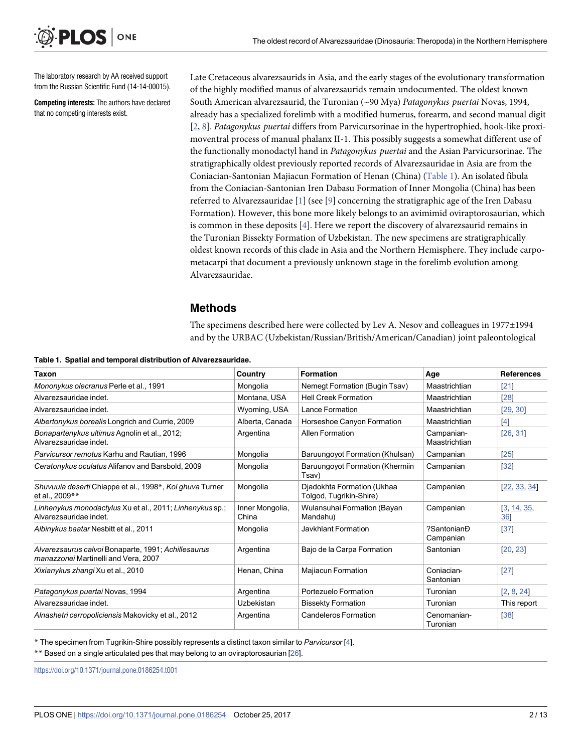The laboratory research by AA received support from the Russian Scientific Fund (14-14-00015).

**Competing interests:** The authors have declared that no competing interests exist.

Late Cretaceous alvarezsaurids in Asia, and the early stages of the evolutionary transformation of the highly modified manus of alvarezsaurids remain undocumented. The oldest known South American alvarezsaurid, the Turonian (~90 Mya) *Patagonykus puertai* Novas, 1994, already has a specialized forelimb with a modified humerus, forearm, and second manual digit [2, 8]. *Patagonykus puertai* differs from Parvicursorinae in the hypertrophied, hook-like proximoventral process of manual phalanx II-1. This possibly suggests a somewhat different use of the functionally monodactyl hand in *Patagonykus puertai* and the Asian Parvicursorinae. The stratigraphically oldest previously reported records of Alvarezsauridae in Asia are from the Coniacian-Santonian Majiacun Formation of Henan (China) (Table 1). An isolated fibula from the Coniacian-Santonian Iren Dabasu Formation of Inner Mongolia (China) has been referred to Alvarezsauridae [1] (see [9] concerning the stratigraphic age of the Iren Dabasu Formation). However, this bone more likely belongs to an avimimid oviraptorosaurian, which is common in these deposits [4]. Here we report the discovery of alvarezsaurid remains in the Turonian Bissekty Formation of Uzbekistan. The new specimens are stratigraphically oldest known records of this clade in Asia and the Northern Hemisphere. They include carpometacarpi that document a previously unknown stage in the forelimb evolution among Alvarezsauridae.

## Methods

The specimens described here were collected by Lev A. Nesov and colleagues in 1977±1994 and by the URBAC (Uzbekistan/Russian/British/American/Canadian) joint paleontological

**Table 1. Spatial and temporal distribution of Alvarezsauridae.**

| Taxon | Country | Formation | Age | References |
|---|---|---|---|---|
| *Mononykus olecranus* Perle et al., 1991 | Mongolia | Nemegt Formation (Bugin Tsav) | Maastrichtian | [21] |
| Alvarezsauridae indet. | Montana, USA | Hell Creek Formation | Maastrichtian | [28] |
| Alvarezsauridae indet. | Wyoming, USA | Lance Formation | Maastrichtian | [29, 30] |
| *Albertonykus borealis* Longrich and Currie, 2009 | Alberta, Canada | Horseshoe Canyon Formation | Maastrichtian | [4] |
| *Bonapartenykus ultimus* Agnolin et al., 2012; Alvarezsauridae indet. | Argentina | Allen Formation | Campanian-Maastrichtian | [26, 31] |
| *Parvicursor remotus* Karhu and Rautian, 1996 | Mongolia | Baruungoyot Formation (Khulsan) | Campanian | [25] |
| *Ceratonykus oculatus* Alifanov and Barsbold, 2009 | Mongolia | Baruungoyot Formation (Khermiin Tsav) | Campanian | [32] |
| *Shuvuuia deserti* Chiappe et al., 1998*, *Kol ghuva* Turner et al., 2009** | Mongolia | Djadokhta Formation (Ukhaa Tolgod, Tugrikin-Shire) | Campanian | [22, 33, 34] |
| *Linhenykus monodactylus* Xu et al., 2011; *Linhenykus* sp.; Alvarezsauridae indet. | Inner Mongolia, China | Wulansuhai Formation (Bayan Mandahu) | Campanian | [3, 14, 35, 36] |
| *Albinykus baatar* Nesbitt et al., 2011 | Mongolia | Javkhlant Formation | ?SantonianÐ Campanian | [37] |
| *Alvarezsaurus calvoi* Bonaparte, 1991; *Achillesaurus manazzonei* Martinelli and Vera, 2007 | Argentina | Bajo de la Carpa Formation | Santonian | [20, 23] |
| *Xixianykus zhangi* Xu et al., 2010 | Henan, China | Majiacun Formation | Coniacian-Santonian | [27] |
| *Patagonykus puertai* Novas, 1994 | Argentina | Portezuelo Formation | Turonian | [2, 8, 24] |
| Alvarezsauridae indet. | Uzbekistan | Bissekty Formation | Turonian | This report |
| *Alnashetri cerropoliciensis* Makovicky et al., 2012 | Argentina | Candeleros Formation | Cenomanian-Turonian | [38] |

* The specimen from Tugrikin-Shire possibly represents a distinct taxon similar to *Parvicursor* [4].

** Based on a single articulated pes that may belong to an oviraptorosaurian [26].

https://doi.org/10.1371/journal.pone.0186254.t001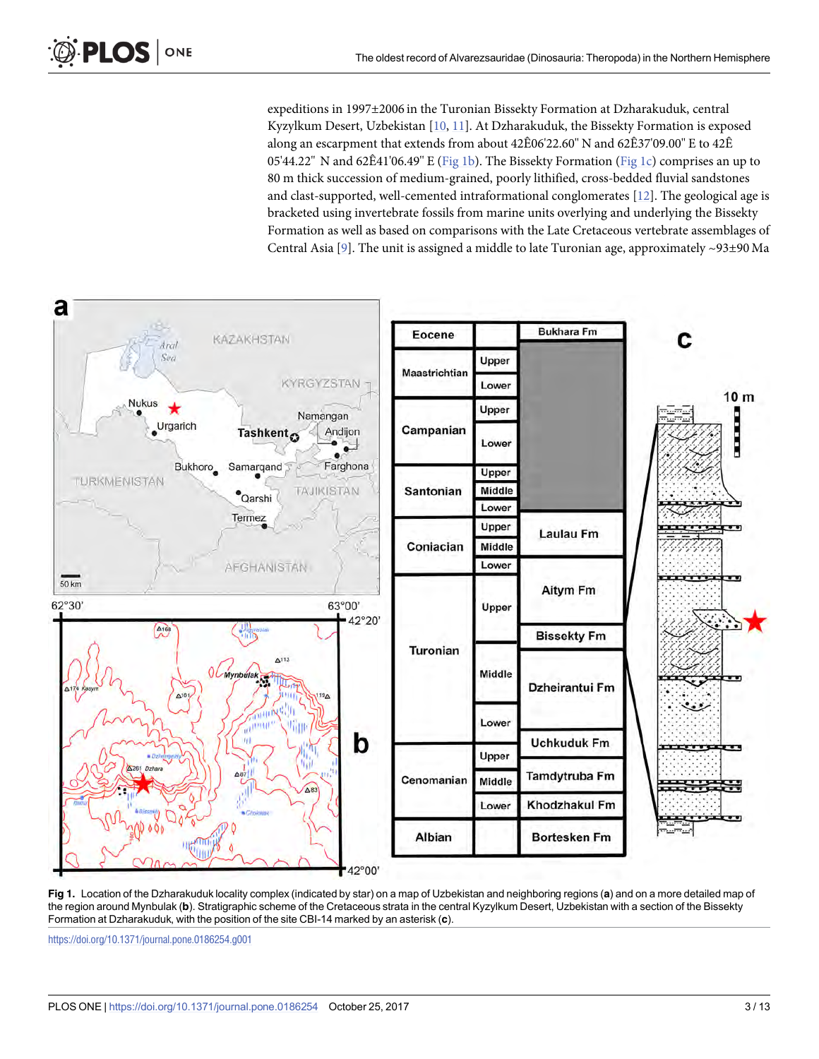expeditions in 1997±2006 in the Turonian Bissekty Formation at Dzharakuduk, central Kyzylkum Desert, Uzbekistan [10, 11]. At Dzharakuduk, the Bissekty Formation is exposed along an escarpment that extends from about 42Ê06'22.60" N and 62Ê37'09.00" E to 42Ê 05'44.22" N and 62Ê41'06.49" E (Fig 1b). The Bissekty Formation (Fig 1c) comprises an up to 80 m thick succession of medium-grained, poorly lithified, cross-bedded fluvial sandstones and clast-supported, well-cemented intraformational conglomerates [12]. The geological age is bracketed using invertebrate fossils from marine units overlying and underlying the Bissekty Formation as well as based on comparisons with the Late Cretaceous vertebrate assemblages of Central Asia [9]. The unit is assigned a middle to late Turonian age, approximately ~93±90 Ma

**Fig 1.** Location of the Dzharakuduk locality complex (indicated by star) on a map of Uzbekistan and neighboring regions (**a**) and on a more detailed map of the region around Mynbulak (**b**). Stratigraphic scheme of the Cretaceous strata in the central Kyzylkum Desert, Uzbekistan with a section of the Bissekty Formation at Dzharakuduk, with the position of the site CBI-14 marked by an asterisk (**c**).

https://doi.org/10.1371/journal.pone.0186254.g001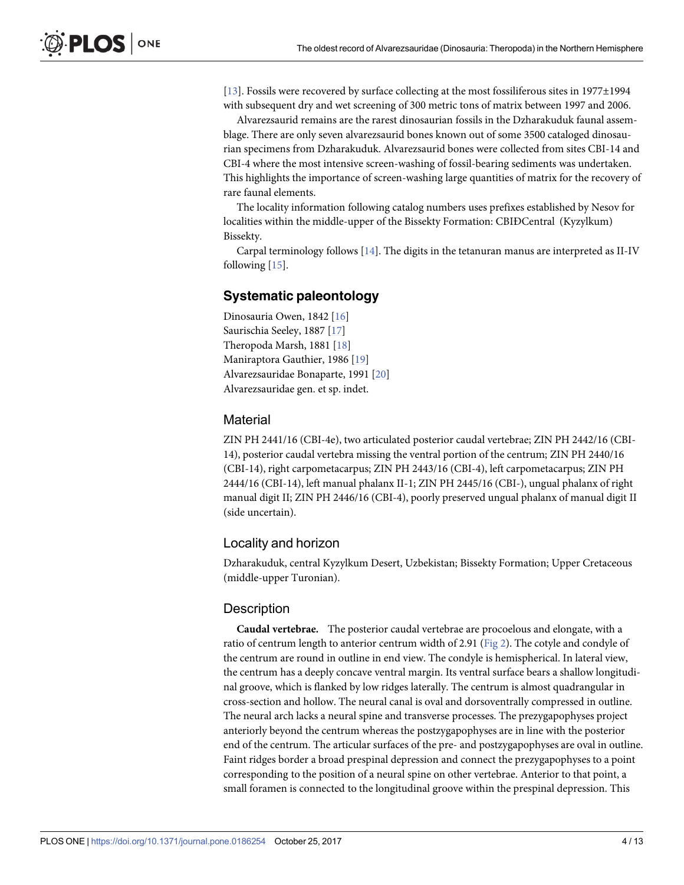[13]. Fossils were recovered by surface collecting at the most fossiliferous sites in 1977±1994 with subsequent dry and wet screening of 300 metric tons of matrix between 1997 and 2006.

Alvarezsaurid remains are the rarest dinosaurian fossils in the Dzharakuduk faunal assemblage. There are only seven alvarezsaurid bones known out of some 3500 cataloged dinosaurian specimens from Dzharakuduk. Alvarezsaurid bones were collected from sites CBI-14 and CBI-4 where the most intensive screen-washing of fossil-bearing sediments was undertaken. This highlights the importance of screen-washing large quantities of matrix for the recovery of rare faunal elements.

The locality information following catalog numbers uses prefixes established by Nesov for localities within the middle-upper of the Bissekty Formation: CBIÐCentral (Kyzylkum) Bissekty.

Carpal terminology follows [14]. The digits in the tetanuran manus are interpreted as II-IV following [15].

## Systematic paleontology

Dinosauria Owen, 1842 [16]
Saurischia Seeley, 1887 [17]
Theropoda Marsh, 1881 [18]
Maniraptora Gauthier, 1986 [19]
Alvarezsauridae Bonaparte, 1991 [20]
Alvarezsauridae gen. et sp. indet.

### Material

ZIN PH 2441/16 (CBI-4e), two articulated posterior caudal vertebrae; ZIN PH 2442/16 (CBI-14), posterior caudal vertebra missing the ventral portion of the centrum; ZIN PH 2440/16 (CBI-14), right carpometacarpus; ZIN PH 2443/16 (CBI-4), left carpometacarpus; ZIN PH 2444/16 (CBI-14), left manual phalanx II-1; ZIN PH 2445/16 (CBI-), ungual phalanx of right manual digit II; ZIN PH 2446/16 (CBI-4), poorly preserved ungual phalanx of manual digit II (side uncertain).

### Locality and horizon

Dzharakuduk, central Kyzylkum Desert, Uzbekistan; Bissekty Formation; Upper Cretaceous (middle-upper Turonian).

### Description

**Caudal vertebrae.** The posterior caudal vertebrae are procoelous and elongate, with a ratio of centrum length to anterior centrum width of 2.91 (Fig 2). The cotyle and condyle of the centrum are round in outline in end view. The condyle is hemispherical. In lateral view, the centrum has a deeply concave ventral margin. Its ventral surface bears a shallow longitudinal groove, which is flanked by low ridges laterally. The centrum is almost quadrangular in cross-section and hollow. The neural canal is oval and dorsoventrally compressed in outline. The neural arch lacks a neural spine and transverse processes. The prezygapophyses project anteriorly beyond the centrum whereas the postzygapophyses are in line with the posterior end of the centrum. The articular surfaces of the pre- and postzygapophyses are oval in outline. Faint ridges border a broad prespinal depression and connect the prezygapophyses to a point corresponding to the position of a neural spine on other vertebrae. Anterior to that point, a small foramen is connected to the longitudinal groove within the prespinal depression. This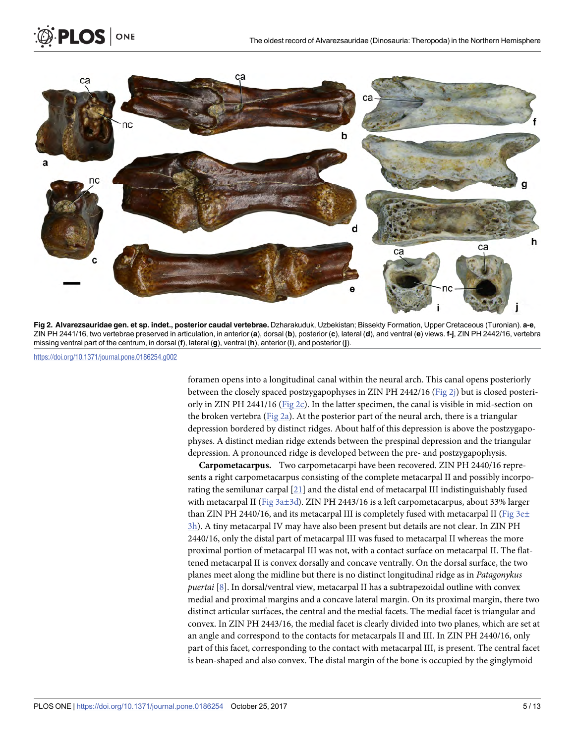**Fig 2. Alvarezsauridae gen. et sp. indet., posterior caudal vertebrae.** Dzharakuduk, Uzbekistan; Bissekty Formation, Upper Cretaceous (Turonian). **a-e**, ZIN PH 2441/16, two vertebrae preserved in articulation, in anterior (**a**), dorsal (**b**), posterior (**c**), lateral (**d**), and ventral (**e**) views. **f-j**, ZIN PH 2442/16, vertebra missing ventral part of the centrum, in dorsal (**f**), lateral (**g**), ventral (**h**), anterior (**i**), and posterior (**j**).

https://doi.org/10.1371/journal.pone.0186254.g002

foramen opens into a longitudinal canal within the neural arch. This canal opens posteriorly between the closely spaced postzygapophyses in ZIN PH 2442/16 (Fig 2j) but is closed posteriorly in ZIN PH 2441/16 (Fig 2c). In the latter specimen, the canal is visible in mid-section on the broken vertebra (Fig 2a). At the posterior part of the neural arch, there is a triangular depression bordered by distinct ridges. About half of this depression is above the postzygapophyses. A distinct median ridge extends between the prespinal depression and the triangular depression. A pronounced ridge is developed between the pre- and postzygapophysis.

**Carpometacarpus.** Two carpometacarpi have been recovered. ZIN PH 2440/16 represents a right carpometacarpus consisting of the complete metacarpal II and possibly incorporating the semilunar carpal [21] and the distal end of metacarpal III indistinguishably fused with metacarpal II (Fig 3a±3d). ZIN PH 2443/16 is a left carpometacarpus, about 33% larger than ZIN PH 2440/16, and its metacarpal III is completely fused with metacarpal II (Fig 3e±3h). A tiny metacarpal IV may have also been present but details are not clear. In ZIN PH 2440/16, only the distal part of metacarpal III was fused to metacarpal II whereas the more proximal portion of metacarpal III was not, with a contact surface on metacarpal II. The flattened metacarpal II is convex dorsally and concave ventrally. On the dorsal surface, the two planes meet along the midline but there is no distinct longitudinal ridge as in *Patagonykus puertai* [8]. In dorsal/ventral view, metacarpal II has a subtrapezoidal outline with convex medial and proximal margins and a concave lateral margin. On its proximal margin, there two distinct articular surfaces, the central and the medial facets. The medial facet is triangular and convex. In ZIN PH 2443/16, the medial facet is clearly divided into two planes, which are set at an angle and correspond to the contacts for metacarpals II and III. In ZIN PH 2440/16, only part of this facet, corresponding to the contact with metacarpal III, is present. The central facet is bean-shaped and also convex. The distal margin of the bone is occupied by the ginglymoid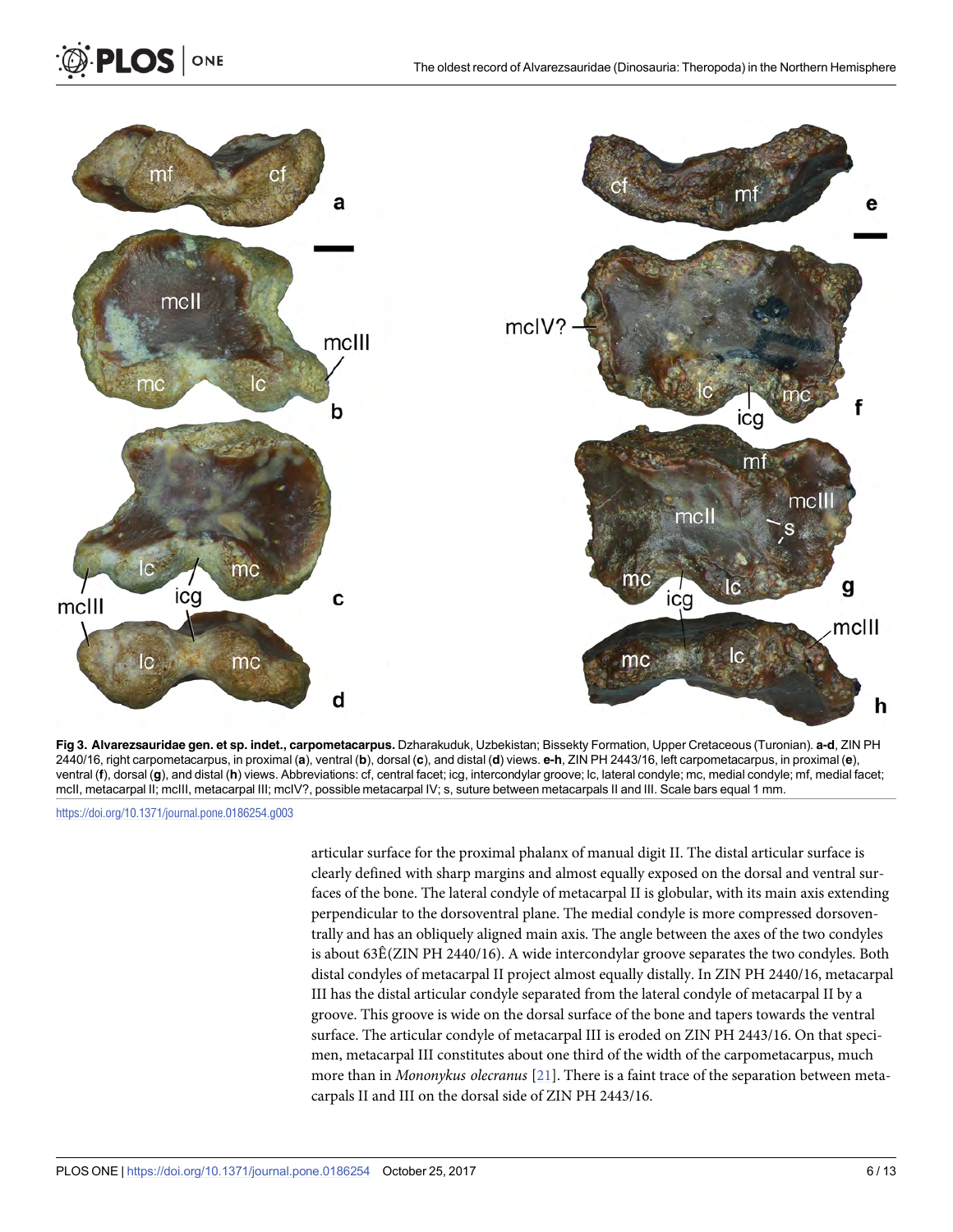**Fig 3. Alvarezsauridae gen. et sp. indet., carpometacarpus.** Dzharakuduk, Uzbekistan; Bissekty Formation, Upper Cretaceous (Turonian). **a-d**, ZIN PH 2440/16, right carpometacarpus, in proximal (**a**), ventral (**b**), dorsal (**c**), and distal (**d**) views. **e-h**, ZIN PH 2443/16, left carpometacarpus, in proximal (**e**), ventral (**f**), dorsal (**g**), and distal (**h**) views. Abbreviations: cf, central facet; icg, intercondylar groove; lc, lateral condyle; mc, medial condyle; mf, medial facet; mcII, metacarpal II; mcIII, metacarpal III; mcIV?, possible metacarpal IV; s, suture between metacarpals II and III. Scale bars equal 1 mm.

https://doi.org/10.1371/journal.pone.0186254.g003

articular surface for the proximal phalanx of manual digit II. The distal articular surface is clearly defined with sharp margins and almost equally exposed on the dorsal and ventral surfaces of the bone. The lateral condyle of metacarpal II is globular, with its main axis extending perpendicular to the dorsoventral plane. The medial condyle is more compressed dorsoventrally and has an obliquely aligned main axis. The angle between the axes of the two condyles is about 63Ê(ZIN PH 2440/16). A wide intercondylar groove separates the two condyles. Both distal condyles of metacarpal II project almost equally distally. In ZIN PH 2440/16, metacarpal III has the distal articular condyle separated from the lateral condyle of metacarpal II by a groove. This groove is wide on the dorsal surface of the bone and tapers towards the ventral surface. The articular condyle of metacarpal III is eroded on ZIN PH 2443/16. On that specimen, metacarpal III constitutes about one third of the width of the carpometacarpus, much more than in *Mononykus olecranus* [21]. There is a faint trace of the separation between metacarpals II and III on the dorsal side of ZIN PH 2443/16.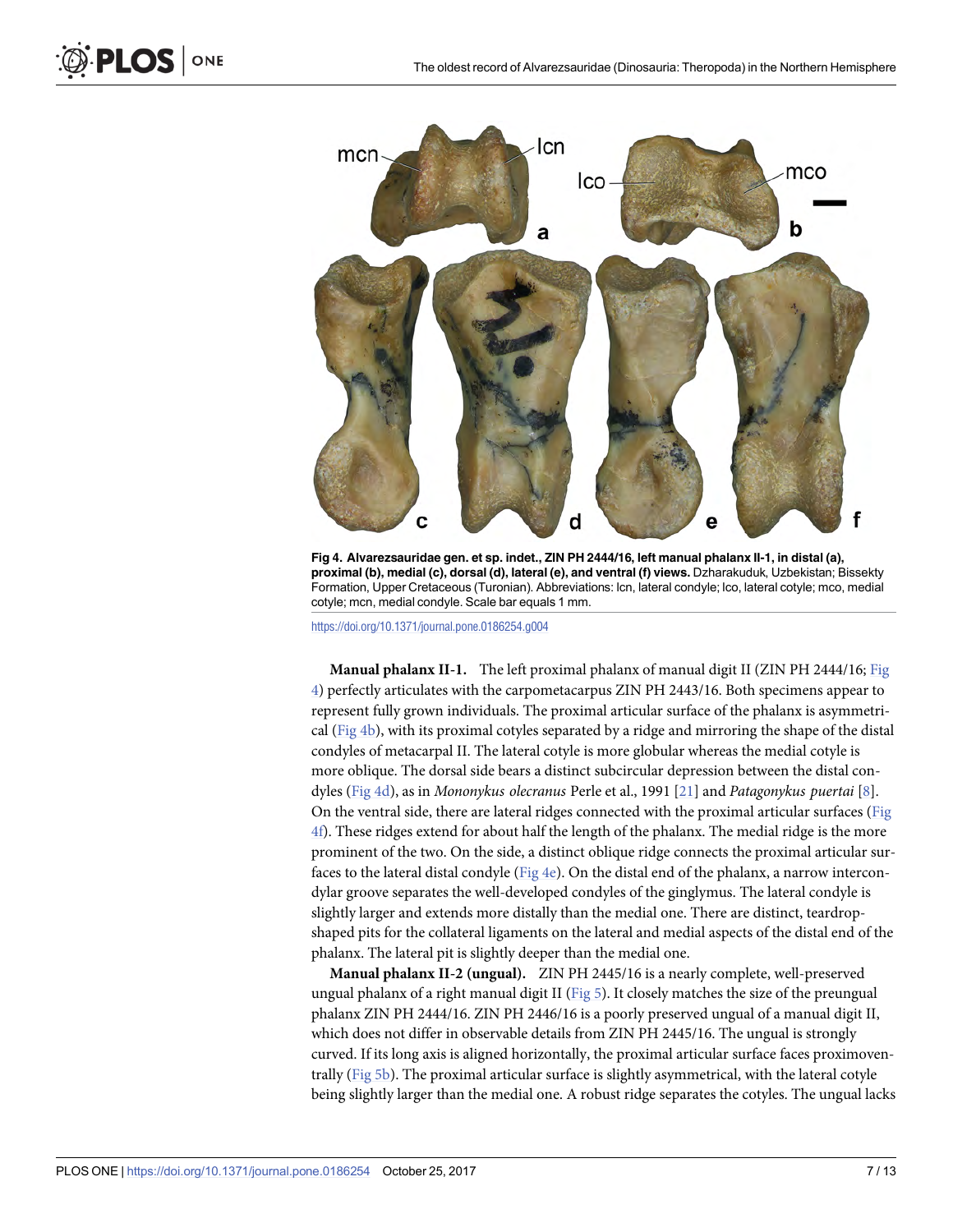**Fig 4. Alvarezsauridae gen. et sp. indet., ZIN PH 2444/16, left manual phalanx II-1, in distal (a), proximal (b), medial (c), dorsal (d), lateral (e), and ventral (f) views.** Dzharakuduk, Uzbekistan; Bissekty Formation, Upper Cretaceous (Turonian). Abbreviations: lcn, lateral condyle; lco, lateral cotyle; mco, medial cotyle; mcn, medial condyle. Scale bar equals 1 mm.

https://doi.org/10.1371/journal.pone.0186254.g004

**Manual phalanx II-1.** The left proximal phalanx of manual digit II (ZIN PH 2444/16; Fig 4) perfectly articulates with the carpometacarpus ZIN PH 2443/16. Both specimens appear to represent fully grown individuals. The proximal articular surface of the phalanx is asymmetrical (Fig 4b), with its proximal cotyles separated by a ridge and mirroring the shape of the distal condyles of metacarpal II. The lateral cotyle is more globular whereas the medial cotyle is more oblique. The dorsal side bears a distinct subcircular depression between the distal condyles (Fig 4d), as in *Mononykus olecranus* Perle et al., 1991 [21] and *Patagonykus puertai* [8]. On the ventral side, there are lateral ridges connected with the proximal articular surfaces (Fig 4f). These ridges extend for about half the length of the phalanx. The medial ridge is the more prominent of the two. On the side, a distinct oblique ridge connects the proximal articular surfaces to the lateral distal condyle (Fig 4e). On the distal end of the phalanx, a narrow intercondylar groove separates the well-developed condyles of the ginglymus. The lateral condyle is slightly larger and extends more distally than the medial one. There are distinct, teardrop-shaped pits for the collateral ligaments on the lateral and medial aspects of the distal end of the phalanx. The lateral pit is slightly deeper than the medial one.

**Manual phalanx II-2 (ungual).** ZIN PH 2445/16 is a nearly complete, well-preserved ungual phalanx of a right manual digit II (Fig 5). It closely matches the size of the preungual phalanx ZIN PH 2444/16. ZIN PH 2446/16 is a poorly preserved ungual of a manual digit II, which does not differ in observable details from ZIN PH 2445/16. The ungual is strongly curved. If its long axis is aligned horizontally, the proximal articular surface faces proximoventrally (Fig 5b). The proximal articular surface is slightly asymmetrical, with the lateral cotyle being slightly larger than the medial one. A robust ridge separates the cotyles. The ungual lacks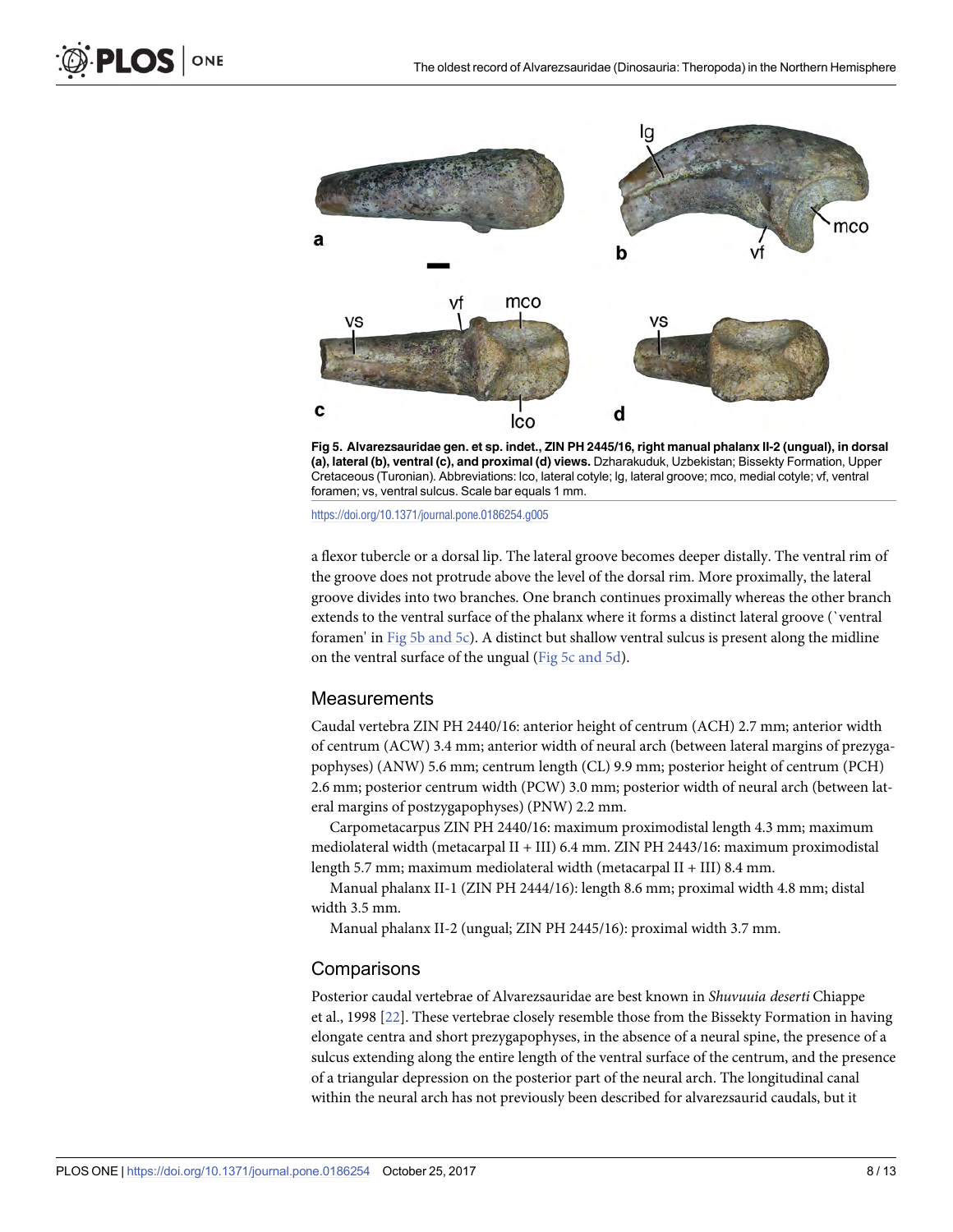**Fig 5. Alvarezsauridae gen. et sp. indet., ZIN PH 2445/16, right manual phalanx II-2 (ungual), in dorsal (a), lateral (b), ventral (c), and proximal (d) views.** Dzharakuduk, Uzbekistan; Bissekty Formation, Upper Cretaceous (Turonian). Abbreviations: lco, lateral cotyle; lg, lateral groove; mco, medial cotyle; vf, ventral foramen; vs, ventral sulcus. Scale bar equals 1 mm.

https://doi.org/10.1371/journal.pone.0186254.g005

a flexor tubercle or a dorsal lip. The lateral groove becomes deeper distally. The ventral rim of the groove does not protrude above the level of the dorsal rim. More proximally, the lateral groove divides into two branches. One branch continues proximally whereas the other branch extends to the ventral surface of the phalanx where it forms a distinct lateral groove (`ventral foramen' in Fig 5b and 5c). A distinct but shallow ventral sulcus is present along the midline on the ventral surface of the ungual (Fig 5c and 5d).

## Measurements

Caudal vertebra ZIN PH 2440/16: anterior height of centrum (ACH) 2.7 mm; anterior width of centrum (ACW) 3.4 mm; anterior width of neural arch (between lateral margins of prezygapophyses) (ANW) 5.6 mm; centrum length (CL) 9.9 mm; posterior height of centrum (PCH) 2.6 mm; posterior centrum width (PCW) 3.0 mm; posterior width of neural arch (between lateral margins of postzygapophyses) (PNW) 2.2 mm.

Carpometacarpus ZIN PH 2440/16: maximum proximodistal length 4.3 mm; maximum mediolateral width (metacarpal II + III) 6.4 mm. ZIN PH 2443/16: maximum proximodistal length 5.7 mm; maximum mediolateral width (metacarpal II + III) 8.4 mm.

Manual phalanx II-1 (ZIN PH 2444/16): length 8.6 mm; proximal width 4.8 mm; distal width 3.5 mm.

Manual phalanx II-2 (ungual; ZIN PH 2445/16): proximal width 3.7 mm.

## Comparisons

Posterior caudal vertebrae of Alvarezsauridae are best known in *Shuvuuia deserti* Chiappe et al., 1998 [22]. These vertebrae closely resemble those from the Bissekty Formation in having elongate centra and short prezygapophyses, in the absence of a neural spine, the presence of a sulcus extending along the entire length of the ventral surface of the centrum, and the presence of a triangular depression on the posterior part of the neural arch. The longitudinal canal within the neural arch has not previously been described for alvarezsaurid caudals, but it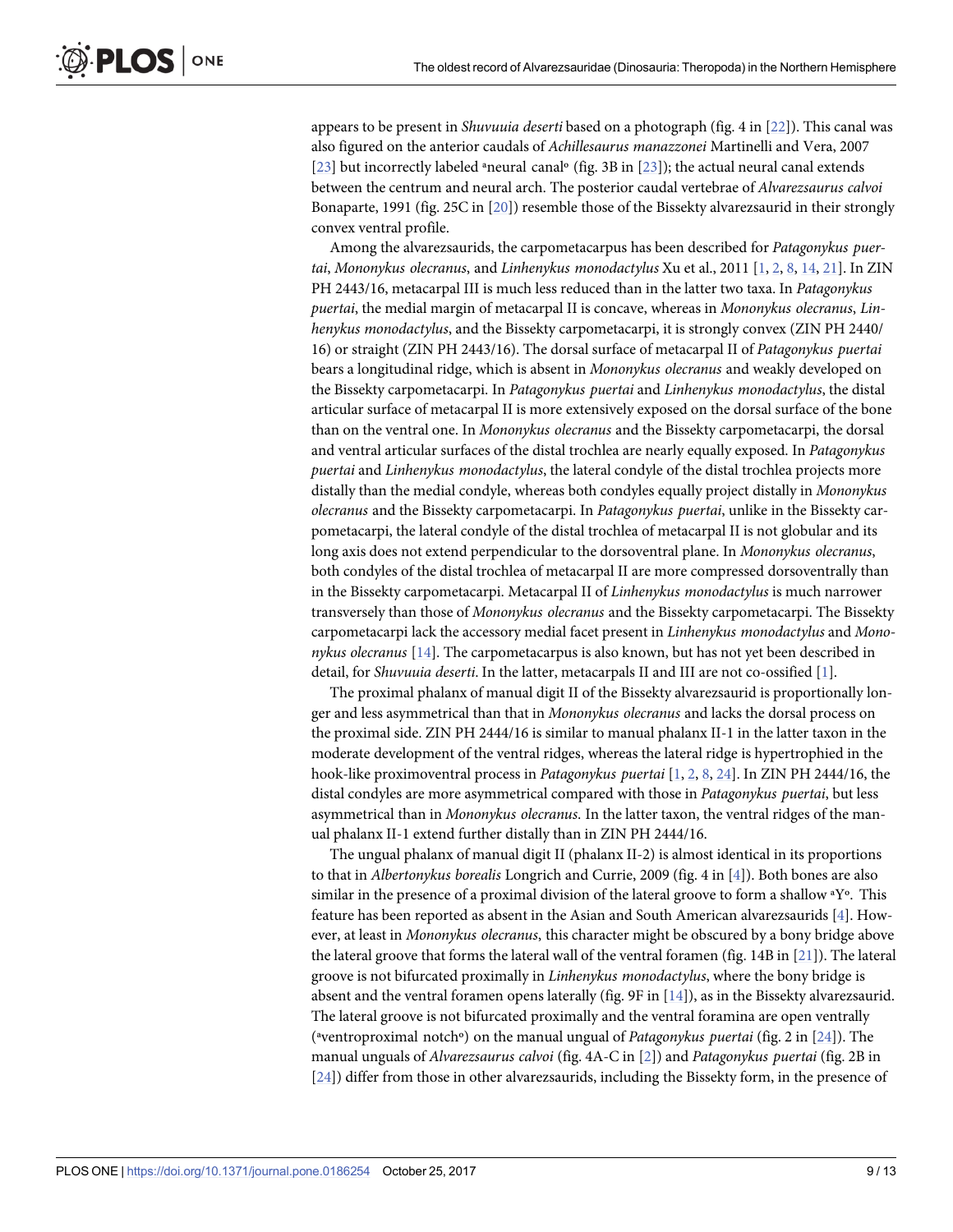appears to be present in *Shuvuuia deserti* based on a photograph (fig. 4 in [22]). This canal was also figured on the anterior caudals of *Achillesaurus manazzonei* Martinelli and Vera, 2007 [23] but incorrectly labeled "neural canal" (fig. 3B in [23]); the actual neural canal extends between the centrum and neural arch. The posterior caudal vertebrae of *Alvarezsaurus calvoi* Bonaparte, 1991 (fig. 25C in [20]) resemble those of the Bissekty alvarezsaurid in their strongly convex ventral profile.

Among the alvarezsaurids, the carpometacarpus has been described for *Patagonykus puertai*, *Mononykus olecranus*, and *Linhenykus monodactylus* Xu et al., 2011 [1, 2, 8, 14, 21]. In ZIN PH 2443/16, metacarpal III is much less reduced than in the latter two taxa. In *Patagonykus puertai*, the medial margin of metacarpal II is concave, whereas in *Mononykus olecranus*, *Linhenykus monodactylus*, and the Bissekty carpometacarpi, it is strongly convex (ZIN PH 2440/16) or straight (ZIN PH 2443/16). The dorsal surface of metacarpal II of *Patagonykus puertai* bears a longitudinal ridge, which is absent in *Mononykus olecranus* and weakly developed on the Bissekty carpometacarpi. In *Patagonykus puertai* and *Linhenykus monodactylus*, the distal articular surface of metacarpal II is more extensively exposed on the dorsal surface of the bone than on the ventral one. In *Mononykus olecranus* and the Bissekty carpometacarpi, the dorsal and ventral articular surfaces of the distal trochlea are nearly equally exposed. In *Patagonykus puertai* and *Linhenykus monodactylus*, the lateral condyle of the distal trochlea projects more distally than the medial condyle, whereas both condyles equally project distally in *Mononykus olecranus* and the Bissekty carpometacarpi. In *Patagonykus puertai*, unlike in the Bissekty carpometacarpi, the lateral condyle of the distal trochlea of metacarpal II is not globular and its long axis does not extend perpendicular to the dorsoventral plane. In *Mononykus olecranus*, both condyles of the distal trochlea of metacarpal II are more compressed dorsoventrally than in the Bissekty carpometacarpi. Metacarpal II of *Linhenykus monodactylus* is much narrower transversely than those of *Mononykus olecranus* and the Bissekty carpometacarpi. The Bissekty carpometacarpi lack the accessory medial facet present in *Linhenykus monodactylus* and *Mononykus olecranus* [14]. The carpometacarpus is also known, but has not yet been described in detail, for *Shuvuuia deserti*. In the latter, metacarpals II and III are not co-ossified [1].

The proximal phalanx of manual digit II of the Bissekty alvarezsaurid is proportionally longer and less asymmetrical than that in *Mononykus olecranus* and lacks the dorsal process on the proximal side. ZIN PH 2444/16 is similar to manual phalanx II-1 in the latter taxon in the moderate development of the ventral ridges, whereas the lateral ridge is hypertrophied in the hook-like proximoventral process in *Patagonykus puertai* [1, 2, 8, 24]. In ZIN PH 2444/16, the distal condyles are more asymmetrical compared with those in *Patagonykus puertai*, but less asymmetrical than in *Mononykus olecranus*. In the latter taxon, the ventral ridges of the manual phalanx II-1 extend further distally than in ZIN PH 2444/16.

The ungual phalanx of manual digit II (phalanx II-2) is almost identical in its proportions to that in *Albertonykus borealis* Longrich and Currie, 2009 (fig. 4 in [4]). Both bones are also similar in the presence of a proximal division of the lateral groove to form a shallow "Y". This feature has been reported as absent in the Asian and South American alvarezsaurids [4]. However, at least in *Mononykus olecranus*, this character might be obscured by a bony bridge above the lateral groove that forms the lateral wall of the ventral foramen (fig. 14B in [21]). The lateral groove is not bifurcated proximally in *Linhenykus monodactylus*, where the bony bridge is absent and the ventral foramen opens laterally (fig. 9F in [14]), as in the Bissekty alvarezsaurid. The lateral groove is not bifurcated proximally and the ventral foramina are open ventrally ("ventroproximal notch") on the manual ungual of *Patagonykus puertai* (fig. 2 in [24]). The manual unguals of *Alvarezsaurus calvoi* (fig. 4A-C in [2]) and *Patagonykus puertai* (fig. 2B in [24]) differ from those in other alvarezsaurids, including the Bissekty form, in the presence of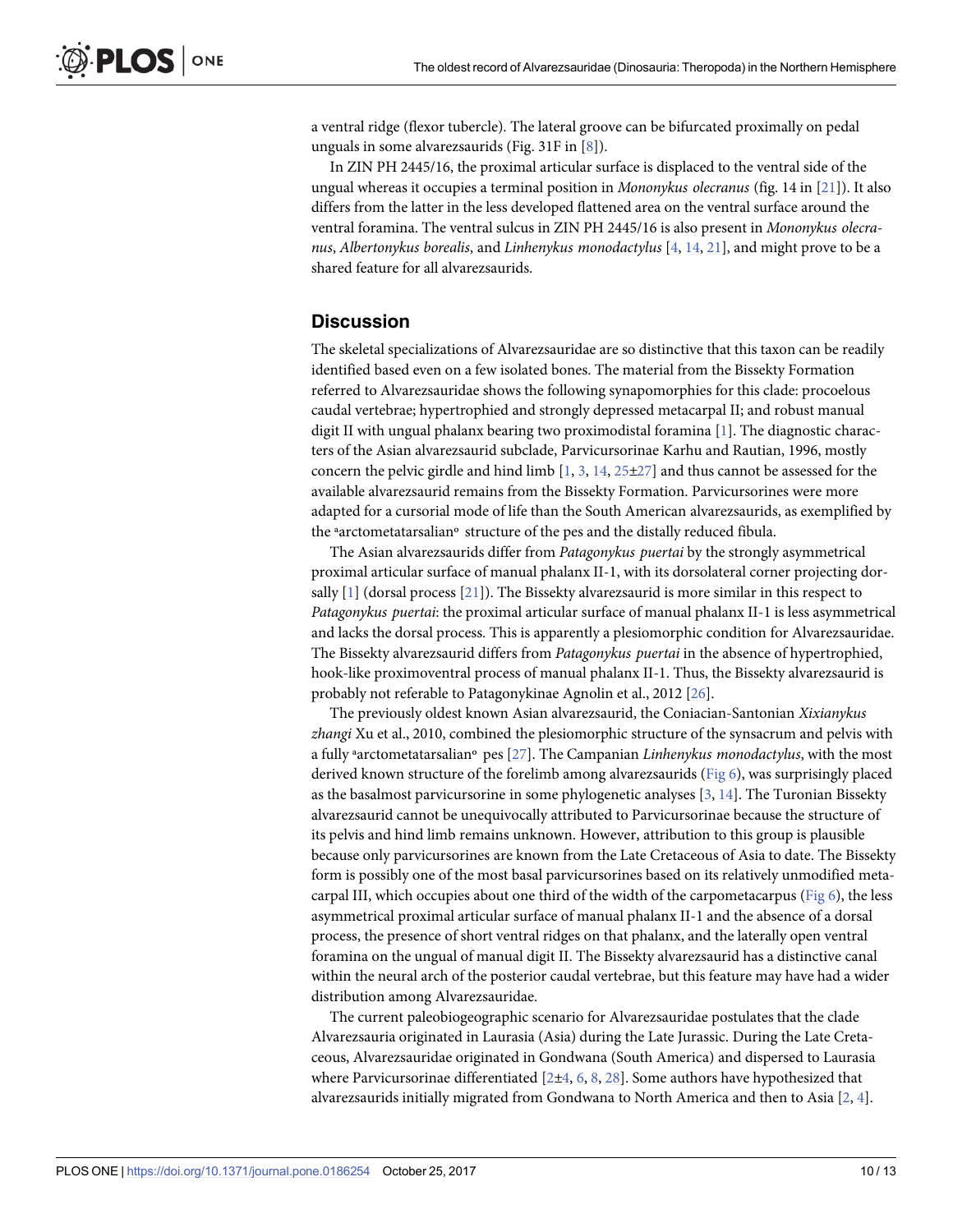a ventral ridge (flexor tubercle). The lateral groove can be bifurcated proximally on pedal unguals in some alvarezsaurids (Fig. 31F in [8]).

In ZIN PH 2445/16, the proximal articular surface is displaced to the ventral side of the ungual whereas it occupies a terminal position in *Mononykus olecranus* (fig. 14 in [21]). It also differs from the latter in the less developed flattened area on the ventral surface around the ventral foramina. The ventral sulcus in ZIN PH 2445/16 is also present in *Mononykus olecranus*, *Albertonykus borealis*, and *Linhenykus monodactylus* [4, 14, 21], and might prove to be a shared feature for all alvarezsaurids.

## Discussion

The skeletal specializations of Alvarezsauridae are so distinctive that this taxon can be readily identified based even on a few isolated bones. The material from the Bissekty Formation referred to Alvarezsauridae shows the following synapomorphies for this clade: procoelous caudal vertebrae; hypertrophied and strongly depressed metacarpal II; and robust manual digit II with ungual phalanx bearing two proximodistal foramina [1]. The diagnostic characters of the Asian alvarezsaurid subclade, Parvicursorinae Karhu and Rautian, 1996, mostly concern the pelvic girdle and hind limb [1, 3, 14, 25–27] and thus cannot be assessed for the available alvarezsaurid remains from the Bissekty Formation. Parvicursorines were more adapted for a cursorial mode of life than the South American alvarezsaurids, as exemplified by the "arctometatarsalian" structure of the pes and the distally reduced fibula.

The Asian alvarezsaurids differ from *Patagonykus puertai* by the strongly asymmetrical proximal articular surface of manual phalanx II-1, with its dorsolateral corner projecting dorsally [1] (dorsal process [21]). The Bissekty alvarezsaurid is more similar in this respect to *Patagonykus puertai*: the proximal articular surface of manual phalanx II-1 is less asymmetrical and lacks the dorsal process. This is apparently a plesiomorphic condition for Alvarezsauridae. The Bissekty alvarezsaurid differs from *Patagonykus puertai* in the absence of hypertrophied, hook-like proximoventral process of manual phalanx II-1. Thus, the Bissekty alvarezsaurid is probably not referable to Patagonykinae Agnolin et al., 2012 [26].

The previously oldest known Asian alvarezsaurid, the Coniacian-Santonian *Xixianykus zhangi* Xu et al., 2010, combined the plesiomorphic structure of the synsacrum and pelvis with a fully "arctometatarsalian" pes [27]. The Campanian *Linhenykus monodactylus*, with the most derived known structure of the forelimb among alvarezsaurids (Fig 6), was surprisingly placed as the basalmost parvicursorine in some phylogenetic analyses [3, 14]. The Turonian Bissekty alvarezsaurid cannot be unequivocally attributed to Parvicursorinae because the structure of its pelvis and hind limb remains unknown. However, attribution to this group is plausible because only parvicursorines are known from the Late Cretaceous of Asia to date. The Bissekty form is possibly one of the most basal parvicursorines based on its relatively unmodified metacarpal III, which occupies about one third of the width of the carpometacarpus (Fig 6), the less asymmetrical proximal articular surface of manual phalanx II-1 and the absence of a dorsal process, the presence of short ventral ridges on that phalanx, and the laterally open ventral foramina on the ungual of manual digit II. The Bissekty alvarezsaurid has a distinctive canal within the neural arch of the posterior caudal vertebrae, but this feature may have had a wider distribution among Alvarezsauridae.

The current paleobiogeographic scenario for Alvarezsauridae postulates that the clade Alvarezsauria originated in Laurasia (Asia) during the Late Jurassic. During the Late Cretaceous, Alvarezsauridae originated in Gondwana (South America) and dispersed to Laurasia where Parvicursorinae differentiated [2–4, 6, 8, 28]. Some authors have hypothesized that alvarezsaurids initially migrated from Gondwana to North America and then to Asia [2, 4].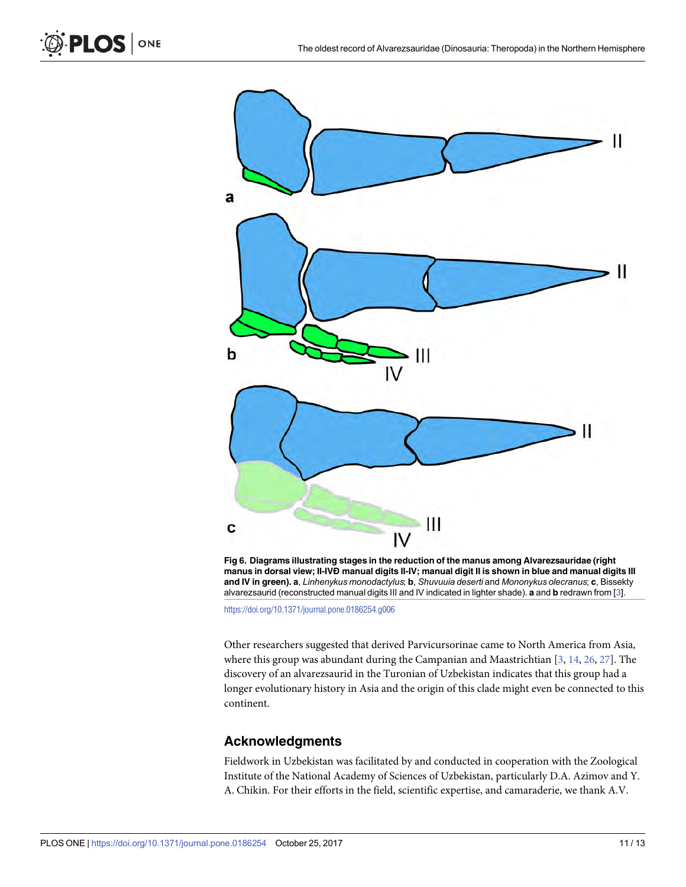**Fig 6. Diagrams illustrating stages in the reduction of the manus among Alvarezsauridae (right manus in dorsal view; II-IVÐ manual digits II-IV; manual digit II is shown in blue and manual digits III and IV in green). a**, *Linhenykus monodactylus*; **b**, *Shuvuuia deserti* and *Mononykus olecranus*; **c**, Bissekty alvarezsaurid (reconstructed manual digits III and IV indicated in lighter shade). **a** and **b** redrawn from [3].

https://doi.org/10.1371/journal.pone.0186254.g006

Other researchers suggested that derived Parvicursorinae came to North America from Asia, where this group was abundant during the Campanian and Maastrichtian [3, 14, 26, 27]. The discovery of an alvarezsaurid in the Turonian of Uzbekistan indicates that this group had a longer evolutionary history in Asia and the origin of this clade might even be connected to this continent.

## Acknowledgments

Fieldwork in Uzbekistan was facilitated by and conducted in cooperation with the Zoological Institute of the National Academy of Sciences of Uzbekistan, particularly D.A. Azimov and Y. A. Chikin. For their efforts in the field, scientific expertise, and camaraderie, we thank A.V.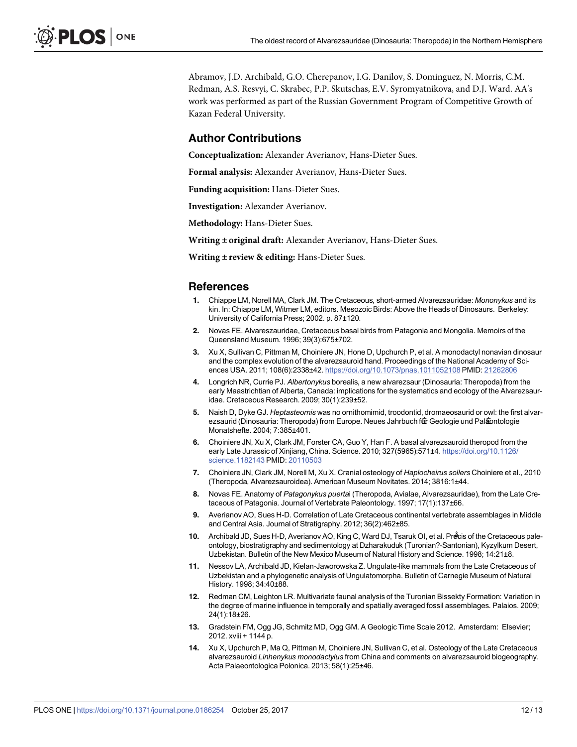Abramov, J.D. Archibald, G.O. Cherepanov, I.G. Danilov, S. Dominguez, N. Morris, C.M. Redman, A.S. Resvyi, C. Skrabec, P.P. Skutschas, E.V. Syromyatnikova, and D.J. Ward. AA's work was performed as part of the Russian Government Program of Competitive Growth of Kazan Federal University.

## Author Contributions

**Conceptualization:** Alexander Averianov, Hans-Dieter Sues.

**Formal analysis:** Alexander Averianov, Hans-Dieter Sues.

**Funding acquisition:** Hans-Dieter Sues.

**Investigation:** Alexander Averianov.

**Methodology:** Hans-Dieter Sues.

**Writing ± original draft:** Alexander Averianov, Hans-Dieter Sues.

**Writing ± review & editing:** Hans-Dieter Sues.

## References

1. Chiappe LM, Norell MA, Clark JM. The Cretaceous, short-armed Alvarezsauridae: *Mononykus* and its kin. In: Chiappe LM, Witmer LM, editors. Mesozoic Birds: Above the Heads of Dinosaurs. Berkeley: University of California Press; 2002. p. 87±120.
2. Novas FE. Alvareszauridae, Cretaceous basal birds from Patagonia and Mongolia. Memoirs of the Queensland Museum. 1996; 39(3):675±702.
3. Xu X, Sullivan C, Pittman M, Choiniere JN, Hone D, Upchurch P, et al. A monodactyl nonavian dinosaur and the complex evolution of the alvarezsauroid hand. Proceedings of the National Academy of Sciences USA. 2011; 108(6):2338±42. https://doi.org/10.1073/pnas.1011052108 PMID: 21262806
4. Longrich NR, Currie PJ. *Albertonykus* borealis, a new alvarezsaur (Dinosauria: Theropoda) from the early Maastrichtian of Alberta, Canada: implications for the systematics and ecology of the Alvarezsauridae. Cretaceous Research. 2009; 30(1):239±52.
5. Naish D, Dyke GJ. *Heptasteornis* was no ornithomimid, troodontid, dromaeosaurid or owl: the first alvarezsaurid (Dinosauria: Theropoda) from Europe. Neues Jahrbuch für Geologie und Paläontologie Monatshefte. 2004; 7:385±401.
6. Choiniere JN, Xu X, Clark JM, Forster CA, Guo Y, Han F. A basal alvarezsauroid theropod from the early Late Jurassic of Xinjiang, China. Science. 2010; 327(5965):571±4. https://doi.org/10.1126/science.1182143 PMID: 20110503
7. Choiniere JN, Clark JM, Norell M, Xu X. Cranial osteology of *Haplocheirus sollers* Choiniere et al., 2010 (Theropoda, Alvarezsauroidea). American Museum Novitates. 2014; 3816:1±44.
8. Novas FE. Anatomy of *Patagonykus puerta*i (Theropoda, Avialae, Alvarezsauridae), from the Late Cretaceous of Patagonia. Journal of Vertebrate Paleontology. 1997; 17(1):137±66.
9. Averianov AO, Sues H-D. Correlation of Late Cretaceous continental vertebrate assemblages in Middle and Central Asia. Journal of Stratigraphy. 2012; 36(2):462±85.
10. Archibald JD, Sues H-D, Averianov AO, King C, Ward DJ, Tsaruk OI, et al. Précis of the Cretaceous paleontology, biostratigraphy and sedimentology at Dzharakuduk (Turonian?-Santonian), Kyzylkum Desert, Uzbekistan. Bulletin of the New Mexico Museum of Natural History and Science. 1998; 14:21±8.
11. Nessov LA, Archibald JD, Kielan-Jaworowska Z. Ungulate-like mammals from the Late Cretaceous of Uzbekistan and a phylogenetic analysis of Ungulatomorpha. Bulletin of Carnegie Museum of Natural History. 1998; 34:40±88.
12. Redman CM, Leighton LR. Multivariate faunal analysis of the Turonian Bissekty Formation: Variation in the degree of marine influence in temporally and spatially averaged fossil assemblages. Palaios. 2009; 24(1):18±26.
13. Gradstein FM, Ogg JG, Schmitz MD, Ogg GM. A Geologic Time Scale 2012. Amsterdam: Elsevier; 2012. xviii + 1144 p.
14. Xu X, Upchurch P, Ma Q, Pittman M, Choiniere JN, Sullivan C, et al. Osteology of the Late Cretaceous alvarezsauroid *Linhenykus monodactylus* from China and comments on alvarezsauroid biogeography. Acta Palaeontologica Polonica. 2013; 58(1):25±46.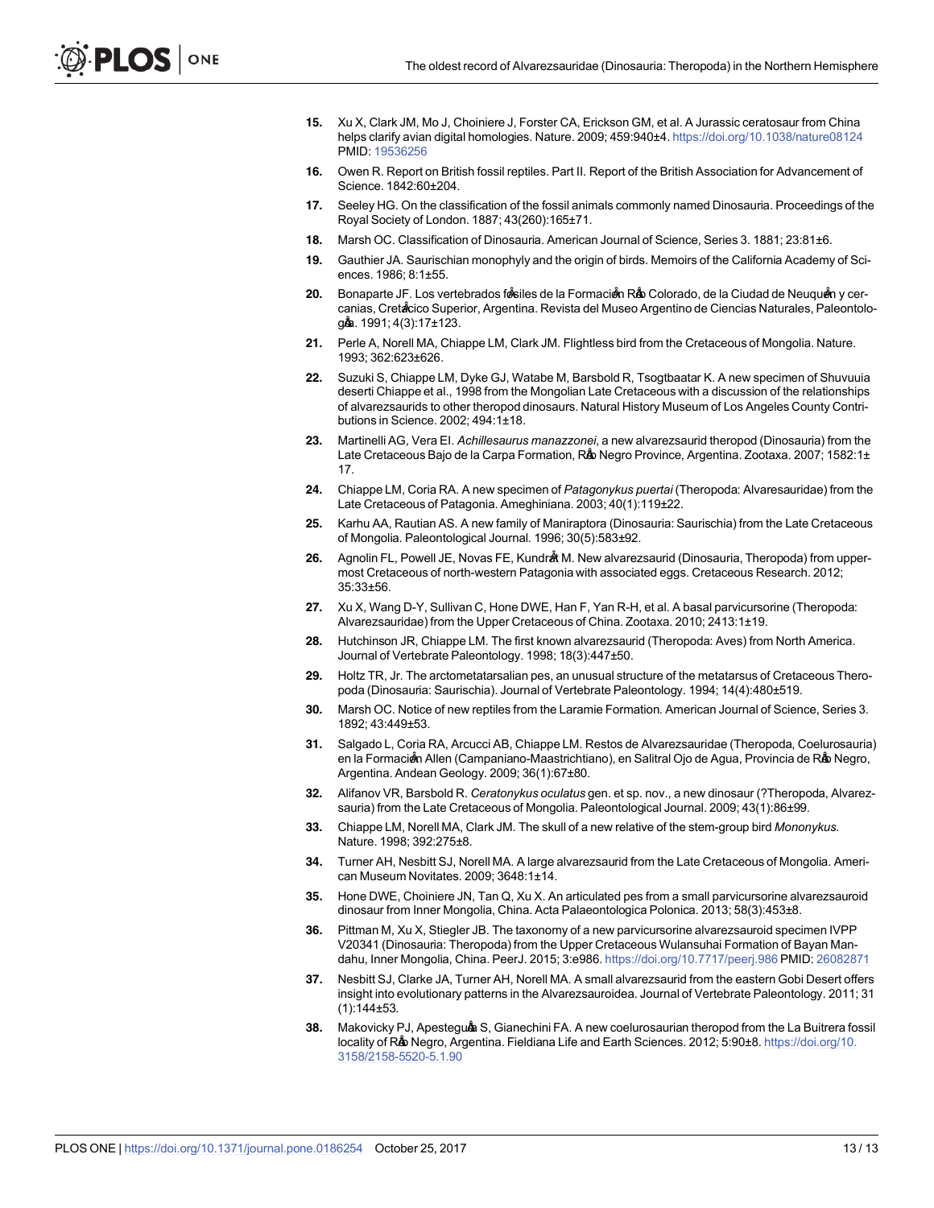15. Xu X, Clark JM, Mo J, Choiniere J, Forster CA, Erickson GM, et al. A Jurassic ceratosaur from China helps clarify avian digital homologies. Nature. 2009; 459:940±4. https://doi.org/10.1038/nature08124 PMID: 19536256

16. Owen R. Report on British fossil reptiles. Part II. Report of the British Association for Advancement of Science. 1842:60±204.

17. Seeley HG. On the classification of the fossil animals commonly named Dinosauria. Proceedings of the Royal Society of London. 1887; 43(260):165±71.

18. Marsh OC. Classification of Dinosauria. American Journal of Science, Series 3. 1881; 23:81±6.

19. Gauthier JA. Saurischian monophyly and the origin of birds. Memoirs of the California Academy of Sciences. 1986; 8:1±55.

20. Bonaparte JF. Los vertebrados fósiles de la Formación Río Colorado, de la Ciudad de Neuquén y cercanias, Cretácico Superior, Argentina. Revista del Museo Argentino de Ciencias Naturales, Paleontología. 1991; 4(3):17±123.

21. Perle A, Norell MA, Chiappe LM, Clark JM. Flightless bird from the Cretaceous of Mongolia. Nature. 1993; 362:623±626.

22. Suzuki S, Chiappe LM, Dyke GJ, Watabe M, Barsbold R, Tsogtbaatar K. A new specimen of Shuvuuia deserti Chiappe et al., 1998 from the Mongolian Late Cretaceous with a discussion of the relationships of alvarezsaurids to other theropod dinosaurs. Natural History Museum of Los Angeles County Contributions in Science. 2002; 494:1±18.

23. Martinelli AG, Vera EI. *Achillesaurus manazzonei*, a new alvarezsaurid theropod (Dinosauria) from the Late Cretaceous Bajo de la Carpa Formation, Río Negro Province, Argentina. Zootaxa. 2007; 1582:1±17.

24. Chiappe LM, Coria RA. A new specimen of *Patagonykus puertai* (Theropoda: Alvaresauridae) from the Late Cretaceous of Patagonia. Ameghiniana. 2003; 40(1):119±22.

25. Karhu AA, Rautian AS. A new family of Maniraptora (Dinosauria: Saurischia) from the Late Cretaceous of Mongolia. Paleontological Journal. 1996; 30(5):583±92.

26. Agnolin FL, Powell JE, Novas FE, Kundrát M. New alvarezsaurid (Dinosauria, Theropoda) from uppermost Cretaceous of north-western Patagonia with associated eggs. Cretaceous Research. 2012; 35:33±56.

27. Xu X, Wang D-Y, Sullivan C, Hone DWE, Han F, Yan R-H, et al. A basal parvicursorine (Theropoda: Alvarezsauridae) from the Upper Cretaceous of China. Zootaxa. 2010; 2413:1±19.

28. Hutchinson JR, Chiappe LM. The first known alvarezsaurid (Theropoda: Aves) from North America. Journal of Vertebrate Paleontology. 1998; 18(3):447±50.

29. Holtz TR, Jr. The arctometatarsalian pes, an unusual structure of the metatarsus of Cretaceous Theropoda (Dinosauria: Saurischia). Journal of Vertebrate Paleontology. 1994; 14(4):480±519.

30. Marsh OC. Notice of new reptiles from the Laramie Formation. American Journal of Science, Series 3. 1892; 43:449±53.

31. Salgado L, Coria RA, Arcucci AB, Chiappe LM. Restos de Alvarezsauridae (Theropoda, Coelurosauria) en la Formación Allen (Campaniano-Maastrichtiano), en Salitral Ojo de Agua, Provincia de Río Negro, Argentina. Andean Geology. 2009; 36(1):67±80.

32. Alifanov VR, Barsbold R. *Ceratonykus oculatus* gen. et sp. nov., a new dinosaur (?Theropoda, Alvarezsauria) from the Late Cretaceous of Mongolia. Paleontological Journal. 2009; 43(1):86±99.

33. Chiappe LM, Norell MA, Clark JM. The skull of a new relative of the stem-group bird *Mononykus*. Nature. 1998; 392:275±8.

34. Turner AH, Nesbitt SJ, Norell MA. A large alvarezsaurid from the Late Cretaceous of Mongolia. American Museum Novitates. 2009; 3648:1±14.

35. Hone DWE, Choiniere JN, Tan Q, Xu X. An articulated pes from a small parvicursorine alvarezsauroid dinosaur from Inner Mongolia, China. Acta Palaeontologica Polonica. 2013; 58(3):453±8.

36. Pittman M, Xu X, Stiegler JB. The taxonomy of a new parvicursorine alvarezsauroid specimen IVPP V20341 (Dinosauria: Theropoda) from the Upper Cretaceous Wulansuhai Formation of Bayan Mandahu, Inner Mongolia, China. PeerJ. 2015; 3:e986. https://doi.org/10.7717/peerj.986 PMID: 26082871

37. Nesbitt SJ, Clarke JA, Turner AH, Norell MA. A small alvarezsaurid from the eastern Gobi Desert offers insight into evolutionary patterns in the Alvarezsauroidea. Journal of Vertebrate Paleontology. 2011; 31 (1):144±53.

38. Makovicky PJ, Apesteguía S, Gianechini FA. A new coelurosaurian theropod from the La Buitrera fossil locality of Río Negro, Argentina. Fieldiana Life and Earth Sciences. 2012; 5:90±8. https://doi.org/10.3158/2158-5520-5.1.90